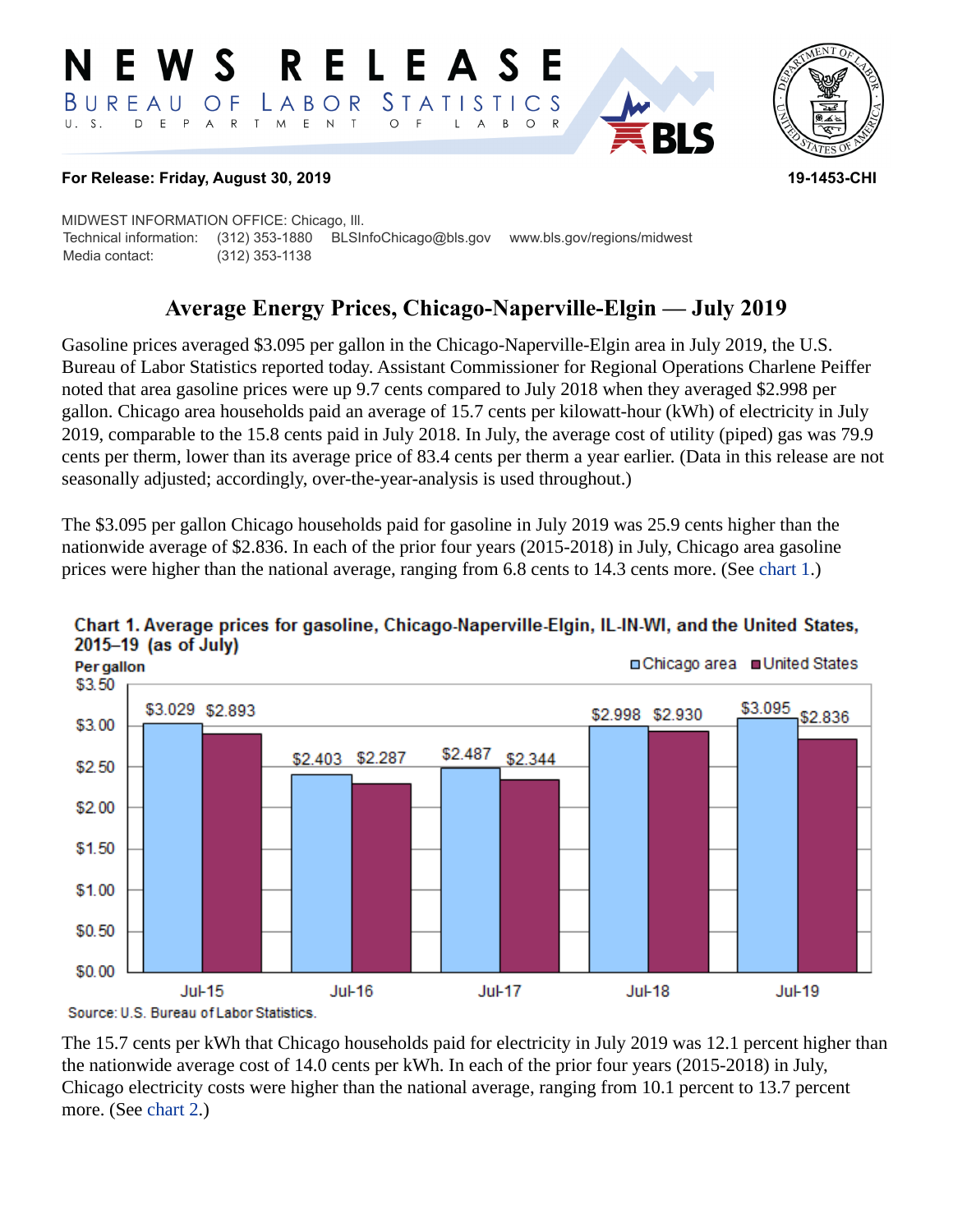# NEWS RELEASE

BUREAU OF LABOR STATISTICS

U. S. DEPARTMENT OF LABOR

**For Release: Friday, August 30, 2019** **19-1453-CHI**

MIDWEST INFORMATION OFFICE: Chicago, Ill.
Technical information: (312) 353-1880 BLSInfoChicago@bls.gov www.bls.gov/regions/midwest
Media contact: (312) 353-1138

## Average Energy Prices, Chicago-Naperville-Elgin — July 2019

Gasoline prices averaged $3.095 per gallon in the Chicago-Naperville-Elgin area in July 2019, the U.S. Bureau of Labor Statistics reported today. Assistant Commissioner for Regional Operations Charlene Peiffer noted that area gasoline prices were up 9.7 cents compared to July 2018 when they averaged $2.998 per gallon. Chicago area households paid an average of 15.7 cents per kilowatt-hour (kWh) of electricity in July 2019, comparable to the 15.8 cents paid in July 2018. In July, the average cost of utility (piped) gas was 79.9 cents per therm, lower than its average price of 83.4 cents per therm a year earlier. (Data in this release are not seasonally adjusted; accordingly, over-the-year-analysis is used throughout.)

The $3.095 per gallon Chicago households paid for gasoline in July 2019 was 25.9 cents higher than the nationwide average of $2.836. In each of the prior four years (2015-2018) in July, Chicago area gasoline prices were higher than the national average, ranging from 6.8 cents to 14.3 cents more. (See chart 1.)

**Chart 1. Average prices for gasoline, Chicago-Naperville-Elgin, IL-IN-WI, and the United States, 2015–19 (as of July)**

Per gallon

| | Chicago area | United States |
|---|---|---|
| Jul-15 | $3.029 | $2.893 |
| Jul-16 | $2.403 | $2.287 |
| Jul-17 | $2.487 | $2.344 |
| Jul-18 | $2.998 | $2.930 |
| Jul-19 | $3.095 | $2.836 |

Source: U.S. Bureau of Labor Statistics.

The 15.7 cents per kWh that Chicago households paid for electricity in July 2019 was 12.1 percent higher than the nationwide average cost of 14.0 cents per kWh. In each of the prior four years (2015-2018) in July, Chicago electricity costs were higher than the national average, ranging from 10.1 percent to 13.7 percent more. (See chart 2.)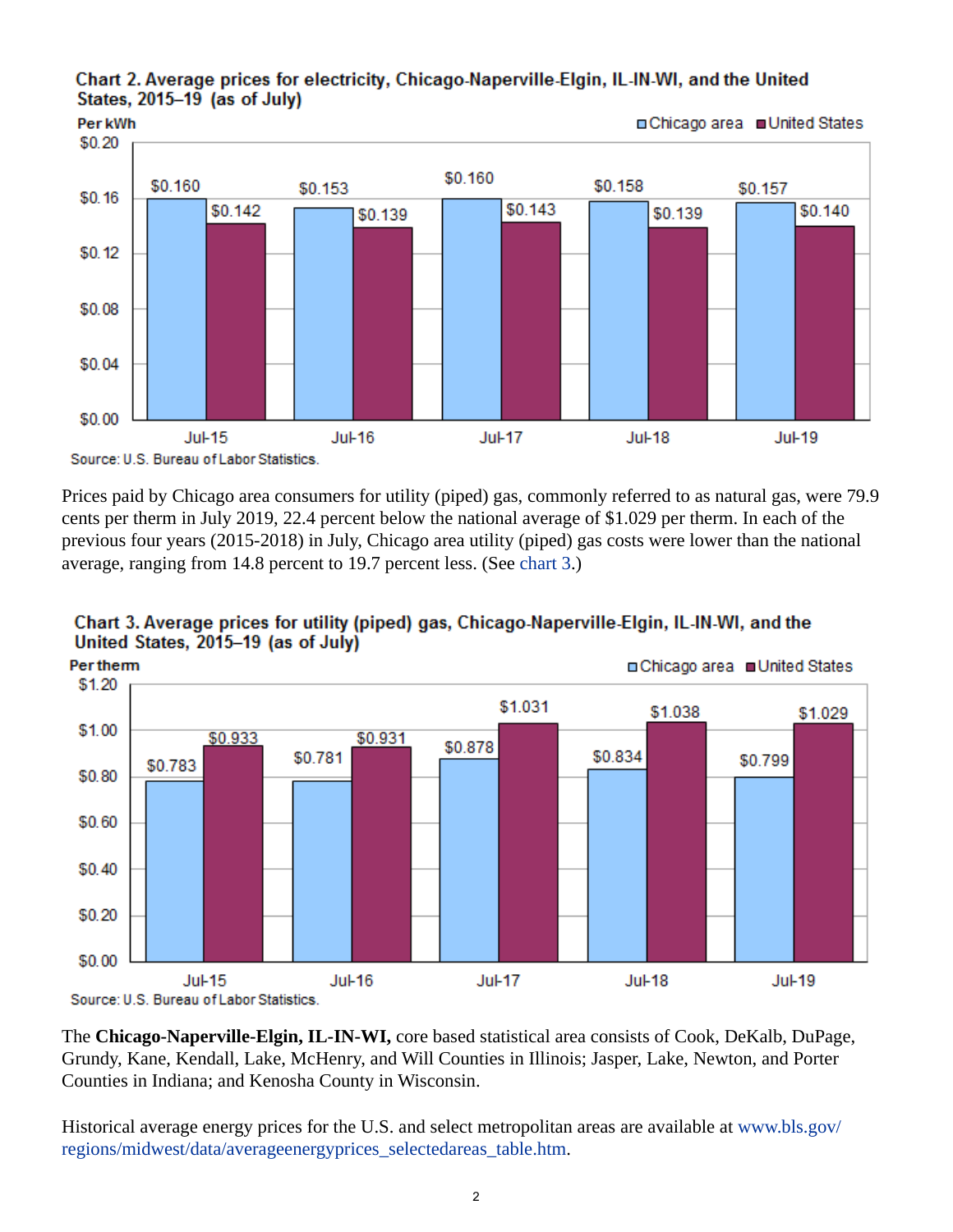**Chart 2. Average prices for electricity, Chicago-Naperville-Elgin, IL-IN-WI, and the United States, 2015–19 (as of July)**

| Per kWh | Chicago area | United States |
| --- | --- | --- |
| Jul-15 | $0.160 | $0.142 |
| Jul-16 | $0.153 | $0.139 |
| Jul-17 | $0.160 | $0.143 |
| Jul-18 | $0.158 | $0.139 |
| Jul-19 | $0.157 | $0.140 |

Source: U.S. Bureau of Labor Statistics.

Prices paid by Chicago area consumers for utility (piped) gas, commonly referred to as natural gas, were 79.9 cents per therm in July 2019, 22.4 percent below the national average of $1.029 per therm. In each of the previous four years (2015-2018) in July, Chicago area utility (piped) gas costs were lower than the national average, ranging from 14.8 percent to 19.7 percent less. (See chart 3.)

**Chart 3. Average prices for utility (piped) gas, Chicago-Naperville-Elgin, IL-IN-WI, and the United States, 2015–19 (as of July)**

| Per therm | Chicago area | United States |
| --- | --- | --- |
| Jul-15 | $0.783 | $0.933 |
| Jul-16 | $0.781 | $0.931 |
| Jul-17 | $0.878 | $1.031 |
| Jul-18 | $0.834 | $1.038 |
| Jul-19 | $0.799 | $1.029 |

Source: U.S. Bureau of Labor Statistics.

The **Chicago-Naperville-Elgin, IL-IN-WI,** core based statistical area consists of Cook, DeKalb, DuPage, Grundy, Kane, Kendall, Lake, McHenry, and Will Counties in Illinois; Jasper, Lake, Newton, and Porter Counties in Indiana; and Kenosha County in Wisconsin.

Historical average energy prices for the U.S. and select metropolitan areas are available at www.bls.gov/regions/midwest/data/averageenergyprices_selectedareas_table.htm.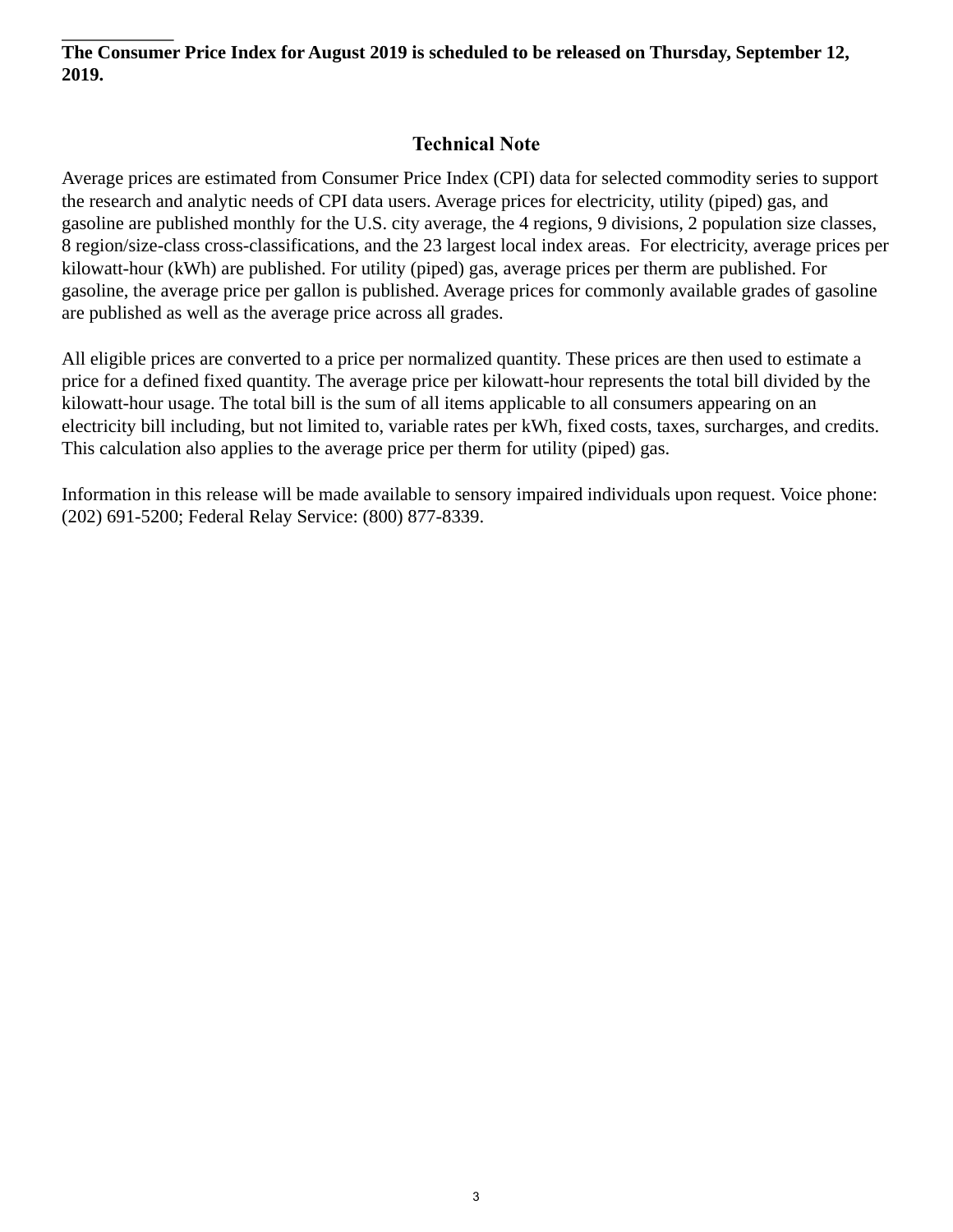**The Consumer Price Index for August 2019 is scheduled to be released on Thursday, September 12, 2019.**

## Technical Note

Average prices are estimated from Consumer Price Index (CPI) data for selected commodity series to support the research and analytic needs of CPI data users. Average prices for electricity, utility (piped) gas, and gasoline are published monthly for the U.S. city average, the 4 regions, 9 divisions, 2 population size classes, 8 region/size-class cross-classifications, and the 23 largest local index areas. For electricity, average prices per kilowatt-hour (kWh) are published. For utility (piped) gas, average prices per therm are published. For gasoline, the average price per gallon is published. Average prices for commonly available grades of gasoline are published as well as the average price across all grades.

All eligible prices are converted to a price per normalized quantity. These prices are then used to estimate a price for a defined fixed quantity. The average price per kilowatt-hour represents the total bill divided by the kilowatt-hour usage. The total bill is the sum of all items applicable to all consumers appearing on an electricity bill including, but not limited to, variable rates per kWh, fixed costs, taxes, surcharges, and credits. This calculation also applies to the average price per therm for utility (piped) gas.

Information in this release will be made available to sensory impaired individuals upon request. Voice phone: (202) 691-5200; Federal Relay Service: (800) 877-8339.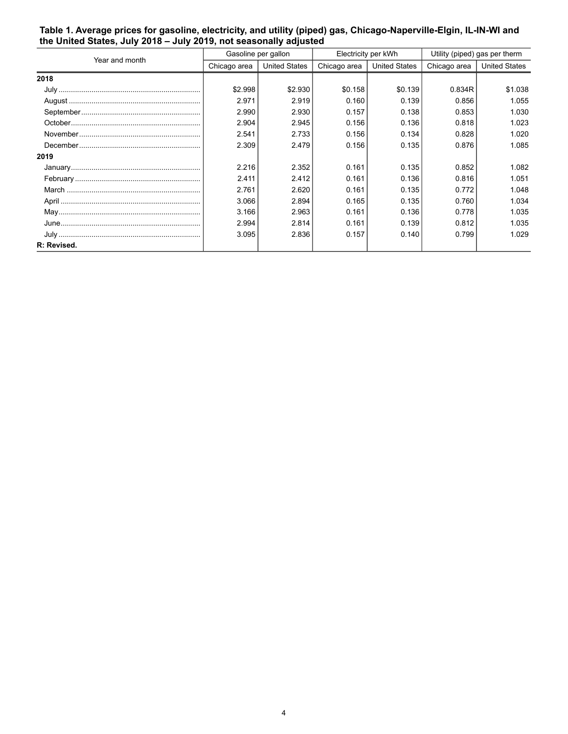**Table 1. Average prices for gasoline, electricity, and utility (piped) gas, Chicago-Naperville-Elgin, IL-IN-WI and the United States, July 2018 – July 2019, not seasonally adjusted**

| Year and month | Gasoline per gallon | | Electricity per kWh | | Utility (piped) gas per therm | |
|---|---|---|---|---|---|---|
| | Chicago area | United States | Chicago area | United States | Chicago area | United States |
| **2018** | | | | | | |
| July | $2.998 | $2.930 | $0.158 | $0.139 | 0.834R | $1.038 |
| August | 2.971 | 2.919 | 0.160 | 0.139 | 0.856 | 1.055 |
| September | 2.990 | 2.930 | 0.157 | 0.138 | 0.853 | 1.030 |
| October | 2.904 | 2.945 | 0.156 | 0.136 | 0.818 | 1.023 |
| November | 2.541 | 2.733 | 0.156 | 0.134 | 0.828 | 1.020 |
| December | 2.309 | 2.479 | 0.156 | 0.135 | 0.876 | 1.085 |
| **2019** | | | | | | |
| January | 2.216 | 2.352 | 0.161 | 0.135 | 0.852 | 1.082 |
| February | 2.411 | 2.412 | 0.161 | 0.136 | 0.816 | 1.051 |
| March | 2.761 | 2.620 | 0.161 | 0.135 | 0.772 | 1.048 |
| April | 3.066 | 2.894 | 0.165 | 0.135 | 0.760 | 1.034 |
| May | 3.166 | 2.963 | 0.161 | 0.136 | 0.778 | 1.035 |
| June | 2.994 | 2.814 | 0.161 | 0.139 | 0.812 | 1.035 |
| July | 3.095 | 2.836 | 0.157 | 0.140 | 0.799 | 1.029 |

**R: Revised.**